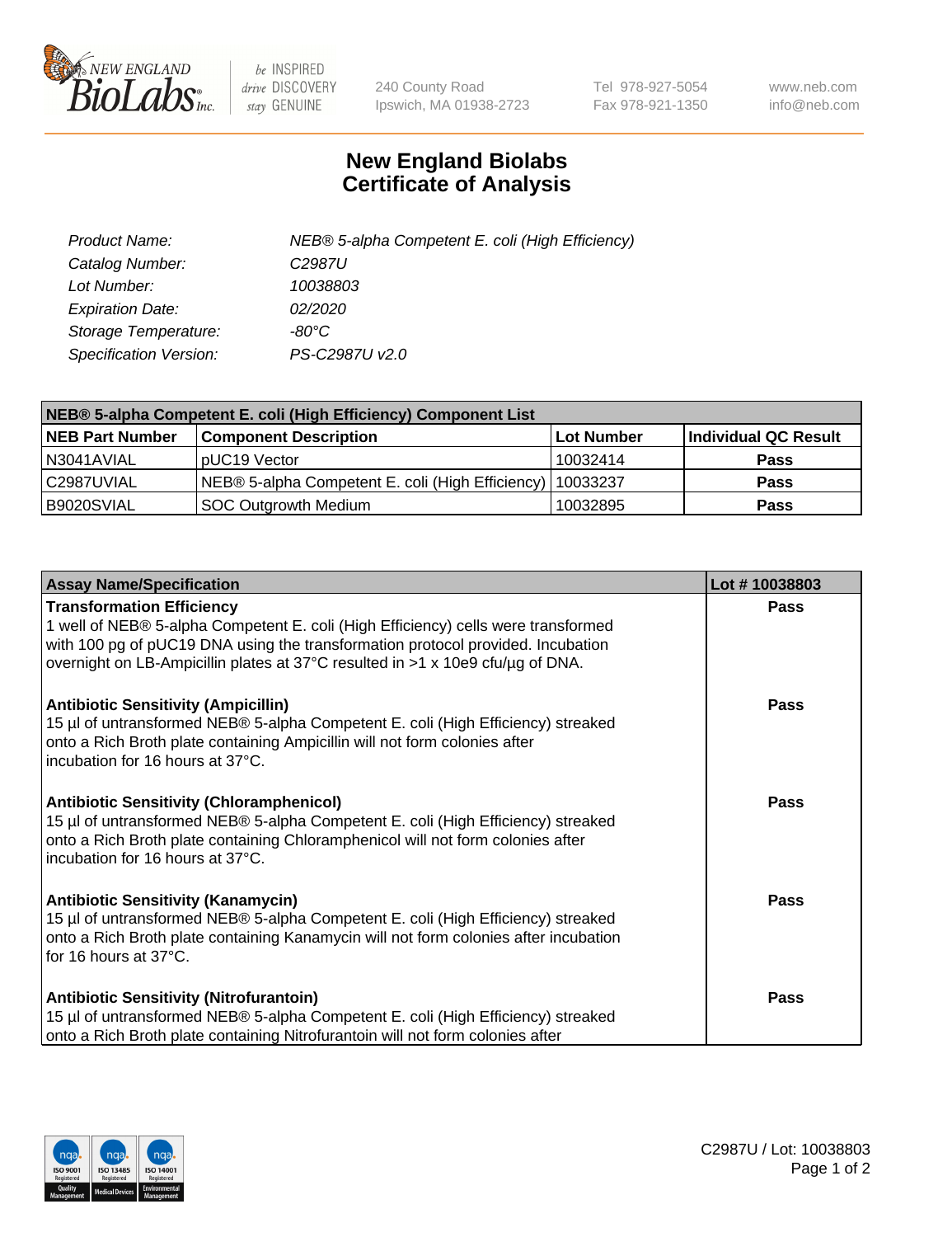# New England Biolabs Certificate of Analysis

| | |
|---|---|
| *Product Name:* | *NEB® 5-alpha Competent E. coli (High Efficiency)* |
| *Catalog Number:* | *C2987U* |
| *Lot Number:* | *10038803* |
| *Expiration Date:* | *02/2020* |
| *Storage Temperature:* | *-80°C* |
| *Specification Version:* | *PS-C2987U v2.0* |

| **NEB® 5-alpha Competent E. coli (High Efficiency) Component List** | | | |
|---|---|---|---|
| **NEB Part Number** | **Component Description** | **Lot Number** | **Individual QC Result** |
| N3041AVIAL | pUC19 Vector | 10032414 | **Pass** |
| C2987UVIAL | NEB® 5-alpha Competent E. coli (High Efficiency) | 10033237 | **Pass** |
| B9020SVIAL | SOC Outgrowth Medium | 10032895 | **Pass** |

| **Assay Name/Specification** | **Lot # 10038803** |
|---|---|
| **Transformation Efficiency** 1 well of NEB® 5-alpha Competent E. coli (High Efficiency) cells were transformed with 100 pg of pUC19 DNA using the transformation protocol provided. Incubation overnight on LB-Ampicillin plates at 37°C resulted in >1 x 10e9 cfu/µg of DNA. | **Pass** |
| **Antibiotic Sensitivity (Ampicillin)** 15 µl of untransformed NEB® 5-alpha Competent E. coli (High Efficiency) streaked onto a Rich Broth plate containing Ampicillin will not form colonies after incubation for 16 hours at 37°C. | **Pass** |
| **Antibiotic Sensitivity (Chloramphenicol)** 15 µl of untransformed NEB® 5-alpha Competent E. coli (High Efficiency) streaked onto a Rich Broth plate containing Chloramphenicol will not form colonies after incubation for 16 hours at 37°C. | **Pass** |
| **Antibiotic Sensitivity (Kanamycin)** 15 µl of untransformed NEB® 5-alpha Competent E. coli (High Efficiency) streaked onto a Rich Broth plate containing Kanamycin will not form colonies after incubation for 16 hours at 37°C. | **Pass** |
| **Antibiotic Sensitivity (Nitrofurantoin)** 15 µl of untransformed NEB® 5-alpha Competent E. coli (High Efficiency) streaked onto a Rich Broth plate containing Nitrofurantoin will not form colonies after | **Pass** |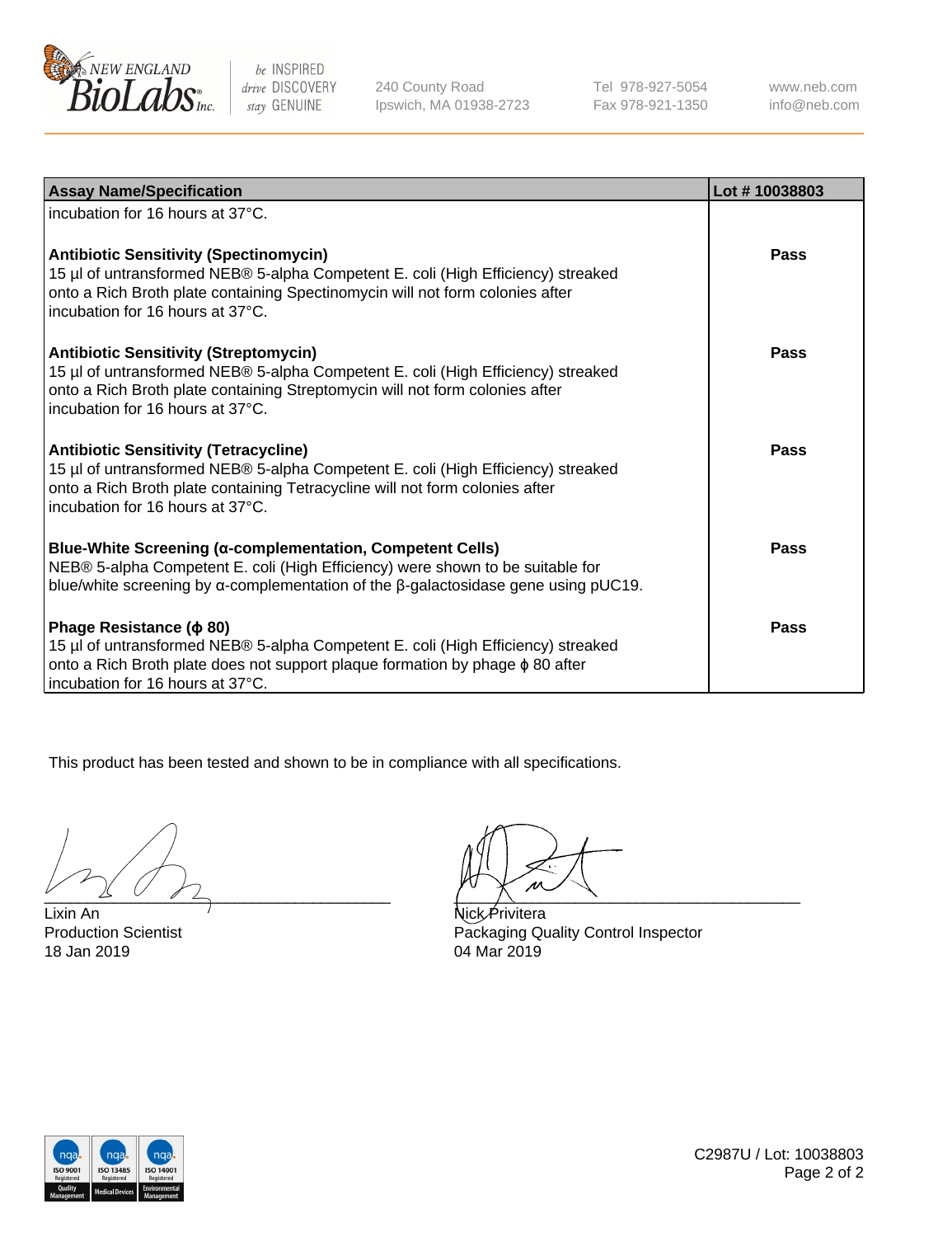| Assay Name/Specification | Lot # 10038803 |
| --- | --- |
| incubation for 16 hours at 37°C. | |
| **Antibiotic Sensitivity (Spectinomycin)**<br>15 µl of untransformed NEB® 5-alpha Competent E. coli (High Efficiency) streaked onto a Rich Broth plate containing Spectinomycin will not form colonies after incubation for 16 hours at 37°C. | Pass |
| **Antibiotic Sensitivity (Streptomycin)**<br>15 µl of untransformed NEB® 5-alpha Competent E. coli (High Efficiency) streaked onto a Rich Broth plate containing Streptomycin will not form colonies after incubation for 16 hours at 37°C. | Pass |
| **Antibiotic Sensitivity (Tetracycline)**<br>15 µl of untransformed NEB® 5-alpha Competent E. coli (High Efficiency) streaked onto a Rich Broth plate containing Tetracycline will not form colonies after incubation for 16 hours at 37°C. | Pass |
| **Blue-White Screening (α-complementation, Competent Cells)**<br>NEB® 5-alpha Competent E. coli (High Efficiency) were shown to be suitable for blue/white screening by α-complementation of the β-galactosidase gene using pUC19. | Pass |
| **Phage Resistance (ϕ 80)**<br>15 µl of untransformed NEB® 5-alpha Competent E. coli (High Efficiency) streaked onto a Rich Broth plate does not support plaque formation by phage ϕ 80 after incubation for 16 hours at 37°C. | Pass |

This product has been tested and shown to be in compliance with all specifications.

Lixin An
Production Scientist
18 Jan 2019

Nick Privitera
Packaging Quality Control Inspector
04 Mar 2019

C2987U / Lot: 10038803